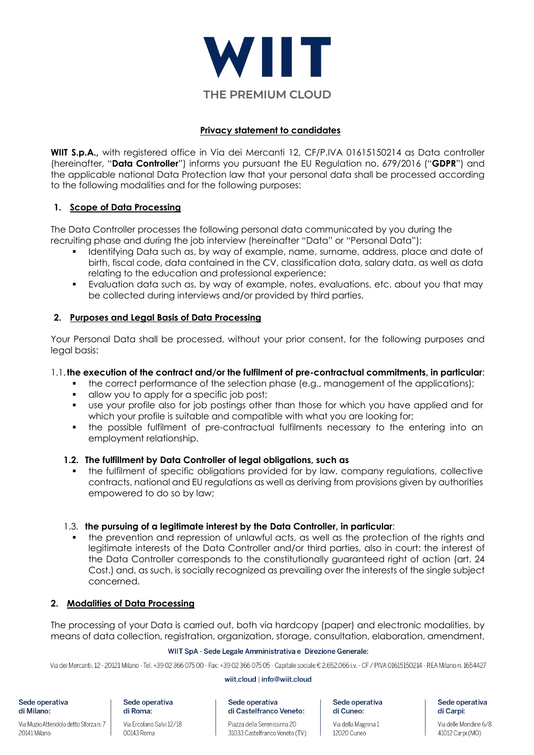WIIT

THE PREMIUM CLOUD

## Privacy statement to candidates

**WIIT S.p.A.,** with registered office in Via dei Mercanti 12, CF/P.IVA 01615150214 as Data controller (hereinafter, "**Data Controller**") informs you pursuant the EU Regulation no. 679/2016 ("**GDPR**") and the applicable national Data Protection law that your personal data shall be processed according to the following modalities and for the following purposes:

### 1. Scope of Data Processing

The Data Controller processes the following personal data communicated by you during the recruiting phase and during the job interview (hereinafter "Data" or "Personal Data"):

- Identifying Data such as, by way of example, name, surname, address, place and date of birth, fiscal code, data contained in the CV, classification data, salary data, as well as data relating to the education and professional experience;
- Evaluation data such as, by way of example, notes, evaluations, etc. about you that may be collected during interviews and/or provided by third parties.

### 2. Purposes and Legal Basis of Data Processing

Your Personal Data shall be processed, without your prior consent, for the following purposes and legal basis:

1.1. **the execution of the contract and/or the fulfilment of pre-contractual commitments, in particular**:

- the correct performance of the selection phase (e.g., management of the applications);
- allow you to apply for a specific job post;
- use your profile also for job postings other than those for which you have applied and for which your profile is suitable and compatible with what you are looking for;
- the possible fulfilment of pre-contractual fulfilments necessary to the entering into an employment relationship.

1.2. **The fulfillment by Data Controller of legal obligations, such as**

- the fulfilment of specific obligations provided for by law, company regulations, collective contracts, national and EU regulations as well as deriving from provisions given by authorities empowered to do so by law;

1.3. **the pursuing of a legitimate interest by the Data Controller, in particular**:

- the prevention and repression of unlawful acts, as well as the protection of the rights and legitimate interests of the Data Controller and/or third parties, also in court: the interest of the Data Controller corresponds to the constitutionally guaranteed right of action (art. 24 Cost.) and, as such, is socially recognized as prevailing over the interests of the single subject concerned.

### 2. Modalities of Data Processing

The processing of your Data is carried out, both via hardcopy (paper) and electronic modalities, by means of data collection, registration, organization, storage, consultation, elaboration, amendment,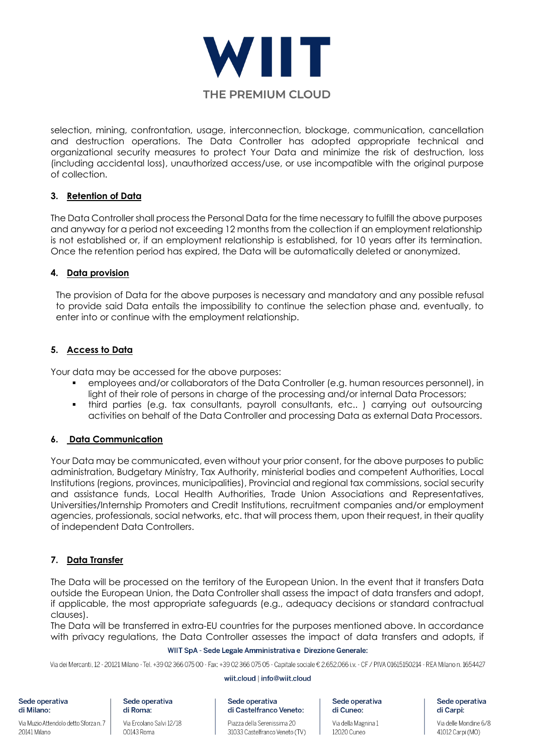selection, mining, confrontation, usage, interconnection, blockage, communication, cancellation and destruction operations. The Data Controller has adopted appropriate technical and organizational security measures to protect Your Data and minimize the risk of destruction, loss (including accidental loss), unauthorized access/use, or use incompatible with the original purpose of collection.

## 3. Retention of Data

The Data Controller shall process the Personal Data for the time necessary to fulfill the above purposes and anyway for a period not exceeding 12 months from the collection if an employment relationship is not established or, if an employment relationship is established, for 10 years after its termination. Once the retention period has expired, the Data will be automatically deleted or anonymized.

## 4. Data provision

The provision of Data for the above purposes is necessary and mandatory and any possible refusal to provide said Data entails the impossibility to continue the selection phase and, eventually, to enter into or continue with the employment relationship.

## 5. Access to Data

Your data may be accessed for the above purposes:

- employees and/or collaborators of the Data Controller (e.g. human resources personnel), in light of their role of persons in charge of the processing and/or internal Data Processors;
- third parties (e.g. tax consultants, payroll consultants, etc.. ) carrying out outsourcing activities on behalf of the Data Controller and processing Data as external Data Processors.

## 6. Data Communication

Your Data may be communicated, even without your prior consent, for the above purposes to public administration, Budgetary Ministry, Tax Authority, ministerial bodies and competent Authorities, Local Institutions (regions, provinces, municipalities), Provincial and regional tax commissions, social security and assistance funds, Local Health Authorities, Trade Union Associations and Representatives, Universities/Internship Promoters and Credit Institutions, recruitment companies and/or employment agencies, professionals, social networks, etc. that will process them, upon their request, in their quality of independent Data Controllers.

## 7. Data Transfer

The Data will be processed on the territory of the European Union. In the event that it transfers Data outside the European Union, the Data Controller shall assess the impact of data transfers and adopt, if applicable, the most appropriate safeguards (e.g., adequacy decisions or standard contractual clauses).

The Data will be transferred in extra-EU countries for the purposes mentioned above. In accordance with privacy regulations, the Data Controller assesses the impact of data transfers and adopts, if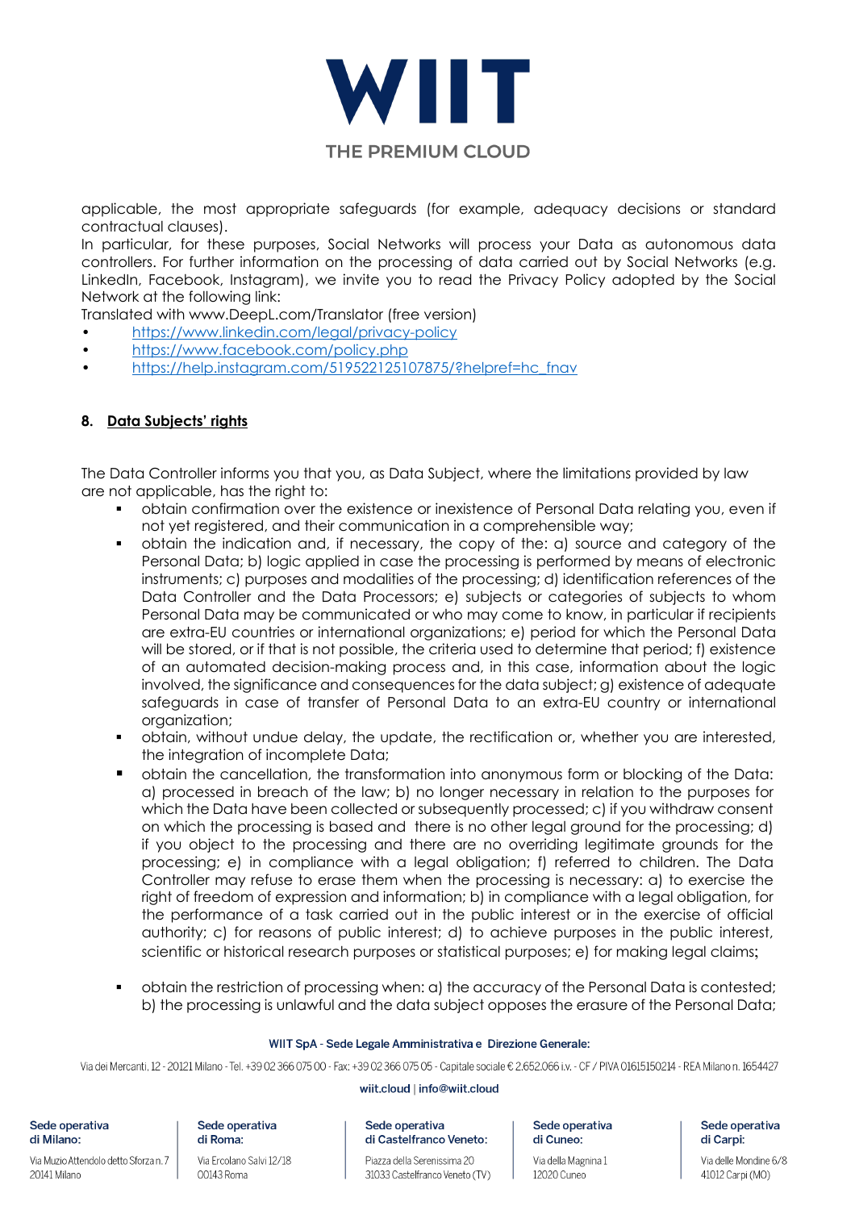applicable, the most appropriate safeguards (for example, adequacy decisions or standard contractual clauses).
In particular, for these purposes, Social Networks will process your Data as autonomous data controllers. For further information on the processing of data carried out by Social Networks (e.g. LinkedIn, Facebook, Instagram), we invite you to read the Privacy Policy adopted by the Social Network at the following link:
Translated with www.DeepL.com/Translator (free version)

- https://www.linkedin.com/legal/privacy-policy
- https://www.facebook.com/policy.php
- https://help.instagram.com/519522125107875/?helpref=hc_fnav

## 8. Data Subjects' rights

The Data Controller informs you that you, as Data Subject, where the limitations provided by law are not applicable, has the right to:

- obtain confirmation over the existence or inexistence of Personal Data relating you, even if not yet registered, and their communication in a comprehensible way;
- obtain the indication and, if necessary, the copy of the: a) source and category of the Personal Data; b) logic applied in case the processing is performed by means of electronic instruments; c) purposes and modalities of the processing; d) identification references of the Data Controller and the Data Processors; e) subjects or categories of subjects to whom Personal Data may be communicated or who may come to know, in particular if recipients are extra-EU countries or international organizations; e) period for which the Personal Data will be stored, or if that is not possible, the criteria used to determine that period; f) existence of an automated decision-making process and, in this case, information about the logic involved, the significance and consequences for the data subject; g) existence of adequate safeguards in case of transfer of Personal Data to an extra-EU country or international organization;
- obtain, without undue delay, the update, the rectification or, whether you are interested, the integration of incomplete Data;
- obtain the cancellation, the transformation into anonymous form or blocking of the Data: a) processed in breach of the law; b) no longer necessary in relation to the purposes for which the Data have been collected or subsequently processed; c) if you withdraw consent on which the processing is based and there is no other legal ground for the processing; d) if you object to the processing and there are no overriding legitimate grounds for the processing; e) in compliance with a legal obligation; f) referred to children. The Data Controller may refuse to erase them when the processing is necessary: a) to exercise the right of freedom of expression and information; b) in compliance with a legal obligation, for the performance of a task carried out in the public interest or in the exercise of official authority; c) for reasons of public interest; d) to achieve purposes in the public interest, scientific or historical research purposes or statistical purposes; e) for making legal claims;
- obtain the restriction of processing when: a) the accuracy of the Personal Data is contested; b) the processing is unlawful and the data subject opposes the erasure of the Personal Data;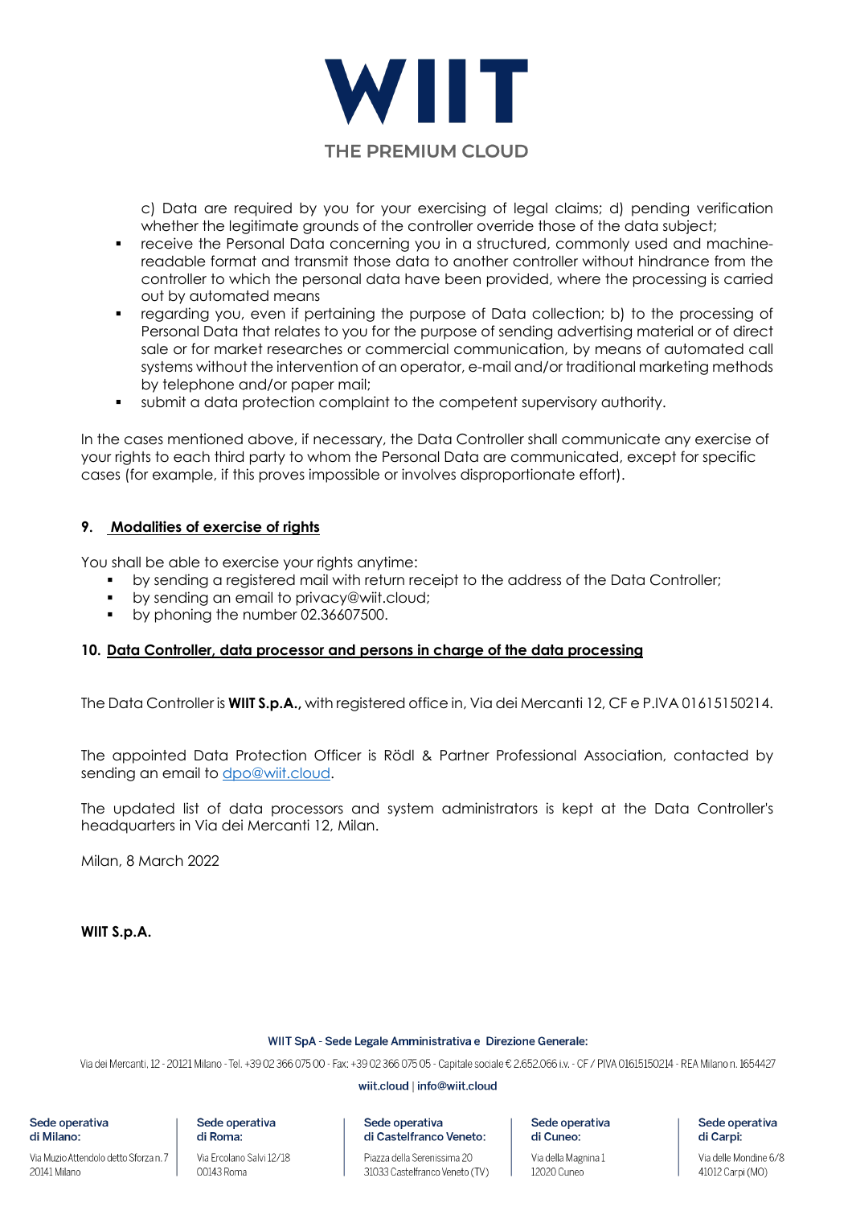c) Data are required by you for your exercising of legal claims; d) pending verification whether the legitimate grounds of the controller override those of the data subject;

- receive the Personal Data concerning you in a structured, commonly used and machine-readable format and transmit those data to another controller without hindrance from the controller to which the personal data have been provided, where the processing is carried out by automated means
- regarding you, even if pertaining the purpose of Data collection; b) to the processing of Personal Data that relates to you for the purpose of sending advertising material or of direct sale or for market researches or commercial communication, by means of automated call systems without the intervention of an operator, e-mail and/or traditional marketing methods by telephone and/or paper mail;
- submit a data protection complaint to the competent supervisory authority.

In the cases mentioned above, if necessary, the Data Controller shall communicate any exercise of your rights to each third party to whom the Personal Data are communicated, except for specific cases (for example, if this proves impossible or involves disproportionate effort).

## 9. Modalities of exercise of rights

You shall be able to exercise your rights anytime:

- by sending a registered mail with return receipt to the address of the Data Controller;
- by sending an email to privacy@wiit.cloud;
- by phoning the number 02.36607500.

## 10. Data Controller, data processor and persons in charge of the data processing

The Data Controller is **WIIT S.p.A.,** with registered office in, Via dei Mercanti 12, CF e P.IVA 01615150214.

The appointed Data Protection Officer is Rödl & Partner Professional Association, contacted by sending an email to dpo@wiit.cloud.

The updated list of data processors and system administrators is kept at the Data Controller's headquarters in Via dei Mercanti 12, Milan.

Milan, 8 March 2022

**WIIT S.p.A.**